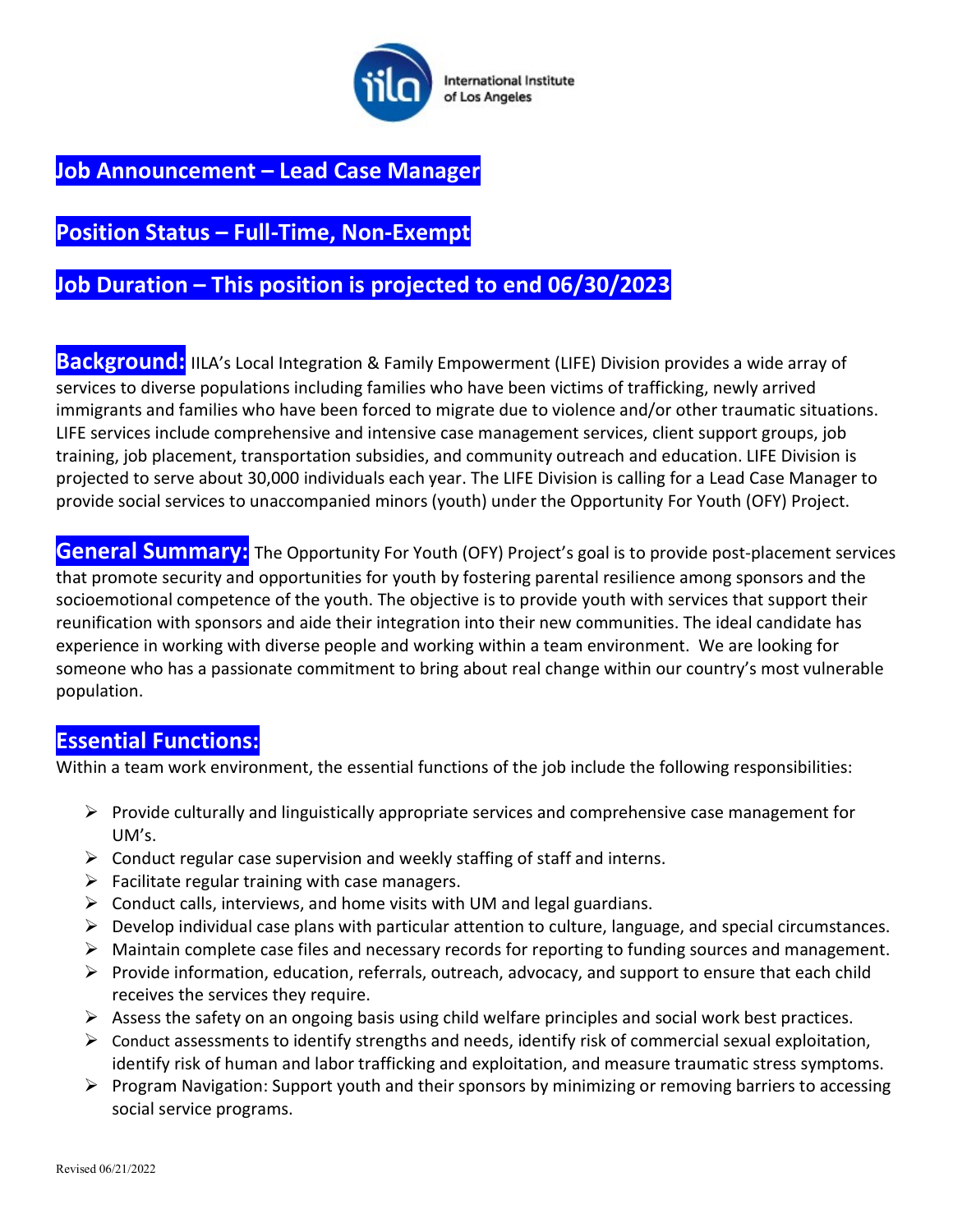International Institute of Los Angeles

## Job Announcement – Lead Case Manager

## Position Status – Full-Time, Non-Exempt

## Job Duration – This position is projected to end 06/30/2023

**Background:** IILA's Local Integration & Family Empowerment (LIFE) Division provides a wide array of services to diverse populations including families who have been victims of trafficking, newly arrived immigrants and families who have been forced to migrate due to violence and/or other traumatic situations. LIFE services include comprehensive and intensive case management services, client support groups, job training, job placement, transportation subsidies, and community outreach and education. LIFE Division is projected to serve about 30,000 individuals each year. The LIFE Division is calling for a Lead Case Manager to provide social services to unaccompanied minors (youth) under the Opportunity For Youth (OFY) Project.

**General Summary:** The Opportunity For Youth (OFY) Project's goal is to provide post-placement services that promote security and opportunities for youth by fostering parental resilience among sponsors and the socioemotional competence of the youth. The objective is to provide youth with services that support their reunification with sponsors and aide their integration into their new communities. The ideal candidate has experience in working with diverse people and working within a team environment. We are looking for someone who has a passionate commitment to bring about real change within our country's most vulnerable population.

## Essential Functions:

Within a team work environment, the essential functions of the job include the following responsibilities:

- Provide culturally and linguistically appropriate services and comprehensive case management for UM's.
- Conduct regular case supervision and weekly staffing of staff and interns.
- Facilitate regular training with case managers.
- Conduct calls, interviews, and home visits with UM and legal guardians.
- Develop individual case plans with particular attention to culture, language, and special circumstances.
- Maintain complete case files and necessary records for reporting to funding sources and management.
- Provide information, education, referrals, outreach, advocacy, and support to ensure that each child receives the services they require.
- Assess the safety on an ongoing basis using child welfare principles and social work best practices.
- Conduct assessments to identify strengths and needs, identify risk of commercial sexual exploitation, identify risk of human and labor trafficking and exploitation, and measure traumatic stress symptoms.
- Program Navigation: Support youth and their sponsors by minimizing or removing barriers to accessing social service programs.

Revised 06/21/2022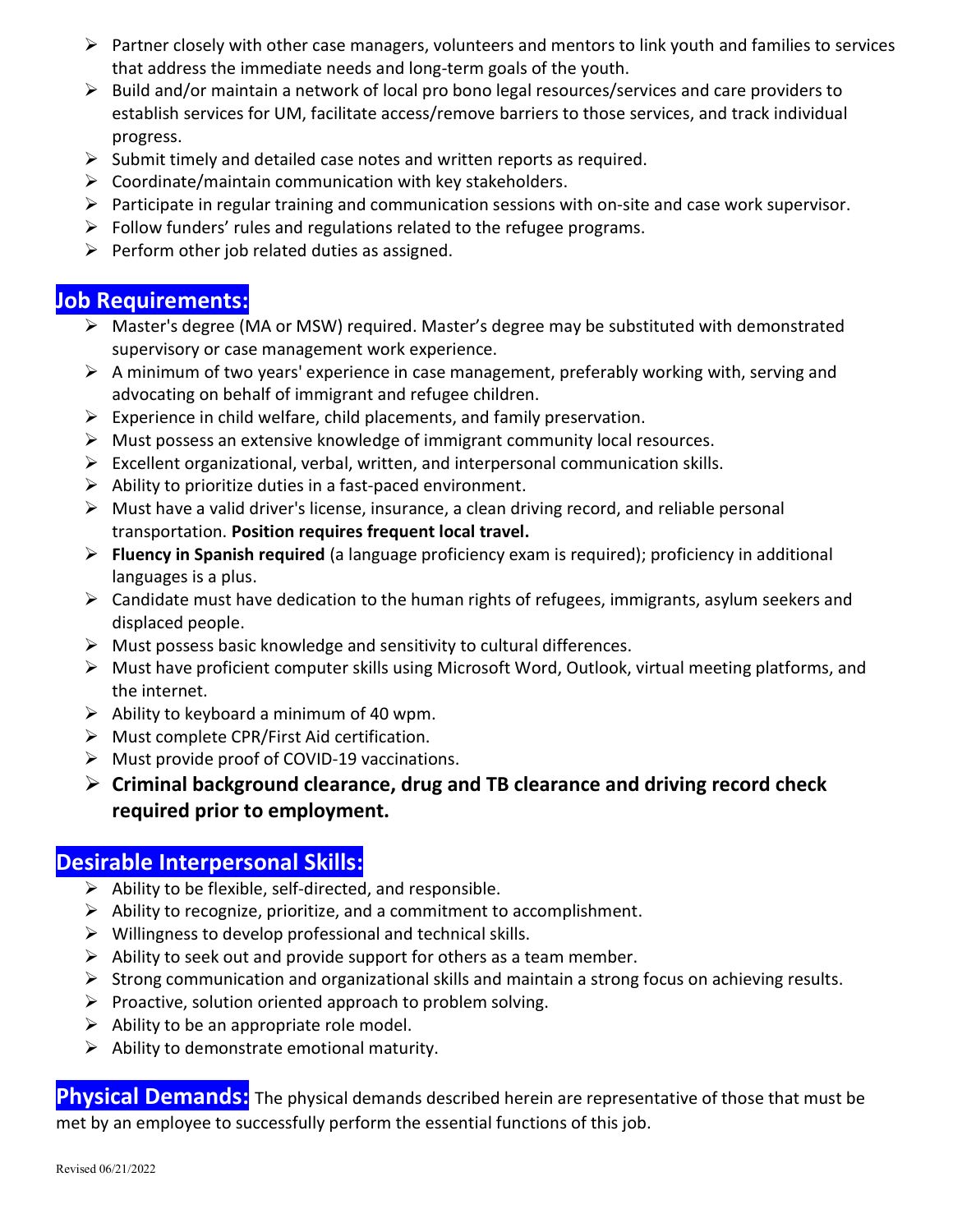- Partner closely with other case managers, volunteers and mentors to link youth and families to services that address the immediate needs and long-term goals of the youth.
- Build and/or maintain a network of local pro bono legal resources/services and care providers to establish services for UM, facilitate access/remove barriers to those services, and track individual progress.
- Submit timely and detailed case notes and written reports as required.
- Coordinate/maintain communication with key stakeholders.
- Participate in regular training and communication sessions with on-site and case work supervisor.
- Follow funders' rules and regulations related to the refugee programs.
- Perform other job related duties as assigned.

## Job Requirements:

- Master's degree (MA or MSW) required. Master's degree may be substituted with demonstrated supervisory or case management work experience.
- A minimum of two years' experience in case management, preferably working with, serving and advocating on behalf of immigrant and refugee children.
- Experience in child welfare, child placements, and family preservation.
- Must possess an extensive knowledge of immigrant community local resources.
- Excellent organizational, verbal, written, and interpersonal communication skills.
- Ability to prioritize duties in a fast-paced environment.
- Must have a valid driver's license, insurance, a clean driving record, and reliable personal transportation. **Position requires frequent local travel.**
- **Fluency in Spanish required** (a language proficiency exam is required); proficiency in additional languages is a plus.
- Candidate must have dedication to the human rights of refugees, immigrants, asylum seekers and displaced people.
- Must possess basic knowledge and sensitivity to cultural differences.
- Must have proficient computer skills using Microsoft Word, Outlook, virtual meeting platforms, and the internet.
- Ability to keyboard a minimum of 40 wpm.
- Must complete CPR/First Aid certification.
- Must provide proof of COVID-19 vaccinations.
- **Criminal background clearance, drug and TB clearance and driving record check required prior to employment.**

## Desirable Interpersonal Skills:

- Ability to be flexible, self-directed, and responsible.
- Ability to recognize, prioritize, and a commitment to accomplishment.
- Willingness to develop professional and technical skills.
- Ability to seek out and provide support for others as a team member.
- Strong communication and organizational skills and maintain a strong focus on achieving results.
- Proactive, solution oriented approach to problem solving.
- Ability to be an appropriate role model.
- Ability to demonstrate emotional maturity.

## Physical Demands:

The physical demands described herein are representative of those that must be met by an employee to successfully perform the essential functions of this job.

Revised 06/21/2022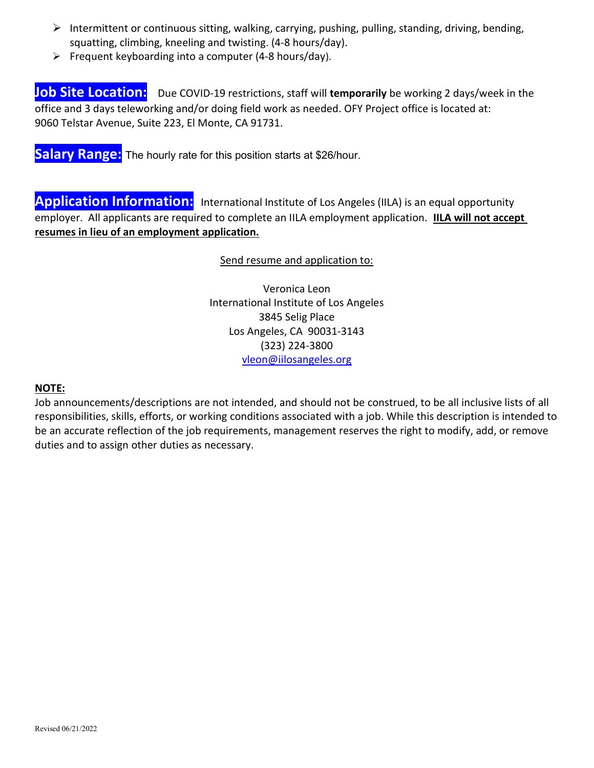- Intermittent or continuous sitting, walking, carrying, pushing, pulling, standing, driving, bending, squatting, climbing, kneeling and twisting. (4-8 hours/day).
- Frequent keyboarding into a computer (4-8 hours/day).

**Job Site Location:** Due COVID-19 restrictions, staff will **temporarily** be working 2 days/week in the office and 3 days teleworking and/or doing field work as needed. OFY Project office is located at: 9060 Telstar Avenue, Suite 223, El Monte, CA 91731.

**Salary Range:** The hourly rate for this position starts at $26/hour.

**Application Information:** International Institute of Los Angeles (IILA) is an equal opportunity employer. All applicants are required to complete an IILA employment application. **IILA will not accept resumes in lieu of an employment application.**

Send resume and application to:

Veronica Leon
International Institute of Los Angeles
3845 Selig Place
Los Angeles, CA 90031-3143
(323) 224-3800
vleon@iilosangeles.org

**NOTE:**
Job announcements/descriptions are not intended, and should not be construed, to be all inclusive lists of all responsibilities, skills, efforts, or working conditions associated with a job. While this description is intended to be an accurate reflection of the job requirements, management reserves the right to modify, add, or remove duties and to assign other duties as necessary.

Revised 06/21/2022